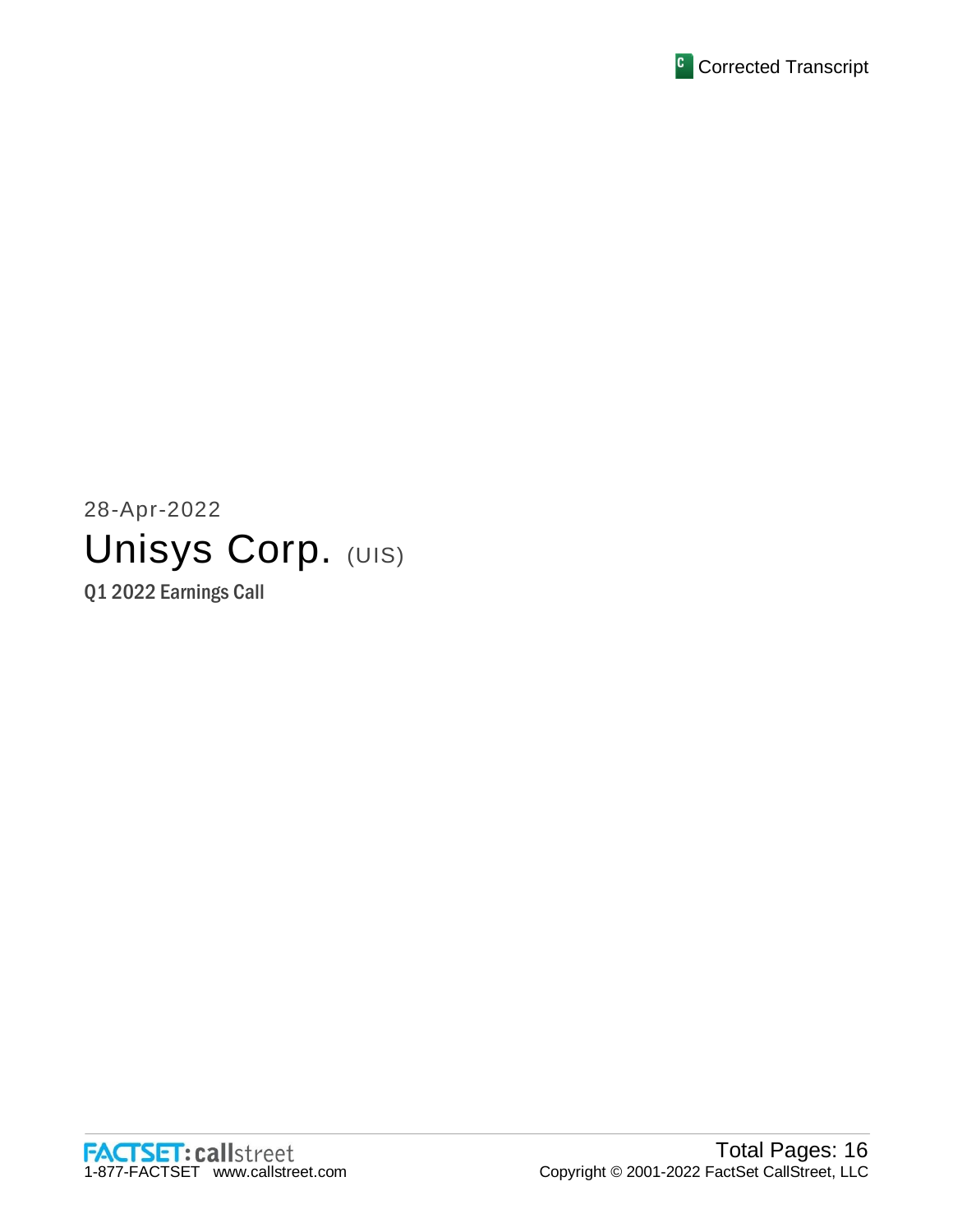Corrected Transcript

28-Apr-2022

# Unisys Corp. (UIS)

Q1 2022 Earnings Call

FACTSET: callstreet
1-877-FACTSET www.callstreet.com

Total Pages: 16
Copyright © 2001-2022 FactSet CallStreet, LLC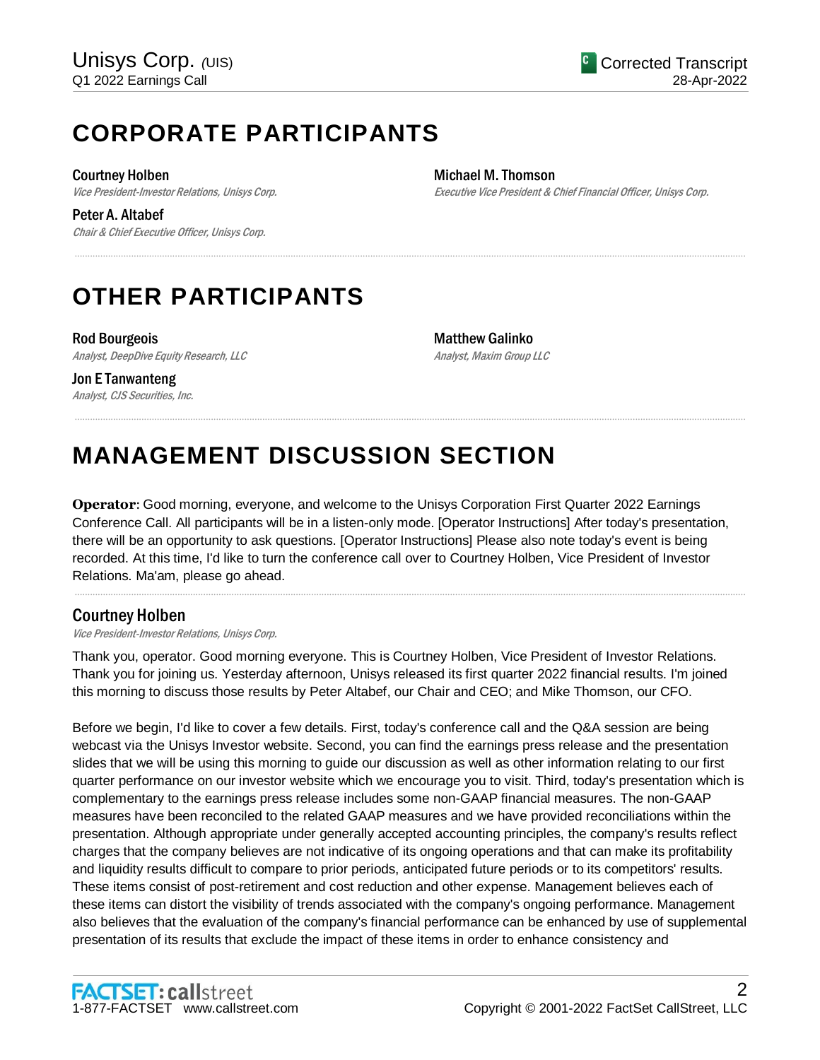# CORPORATE PARTICIPANTS

**Courtney Holben**
*Vice President-Investor Relations, Unisys Corp.*

**Peter A. Altabef**
*Chair & Chief Executive Officer, Unisys Corp.*

**Michael M. Thomson**
*Executive Vice President & Chief Financial Officer, Unisys Corp.*

# OTHER PARTICIPANTS

**Rod Bourgeois**
*Analyst, DeepDive Equity Research, LLC*

**Jon E Tanwanteng**
*Analyst, CJS Securities, Inc.*

**Matthew Galinko**
*Analyst, Maxim Group LLC*

# MANAGEMENT DISCUSSION SECTION

**Operator**: Good morning, everyone, and welcome to the Unisys Corporation First Quarter 2022 Earnings Conference Call. All participants will be in a listen-only mode. [Operator Instructions] After today's presentation, there will be an opportunity to ask questions. [Operator Instructions] Please also note today's event is being recorded. At this time, I'd like to turn the conference call over to Courtney Holben, Vice President of Investor Relations. Ma'am, please go ahead.

## Courtney Holben

*Vice President-Investor Relations, Unisys Corp.*

Thank you, operator. Good morning everyone. This is Courtney Holben, Vice President of Investor Relations. Thank you for joining us. Yesterday afternoon, Unisys released its first quarter 2022 financial results. I'm joined this morning to discuss those results by Peter Altabef, our Chair and CEO; and Mike Thomson, our CFO.

Before we begin, I'd like to cover a few details. First, today's conference call and the Q&A session are being webcast via the Unisys Investor website. Second, you can find the earnings press release and the presentation slides that we will be using this morning to guide our discussion as well as other information relating to our first quarter performance on our investor website which we encourage you to visit. Third, today's presentation which is complementary to the earnings press release includes some non-GAAP financial measures. The non-GAAP measures have been reconciled to the related GAAP measures and we have provided reconciliations within the presentation. Although appropriate under generally accepted accounting principles, the company's results reflect charges that the company believes are not indicative of its ongoing operations and that can make its profitability and liquidity results difficult to compare to prior periods, anticipated future periods or to its competitors' results. These items consist of post-retirement and cost reduction and other expense. Management believes each of these items can distort the visibility of trends associated with the company's ongoing performance. Management also believes that the evaluation of the company's financial performance can be enhanced by use of supplemental presentation of its results that exclude the impact of these items in order to enhance consistency and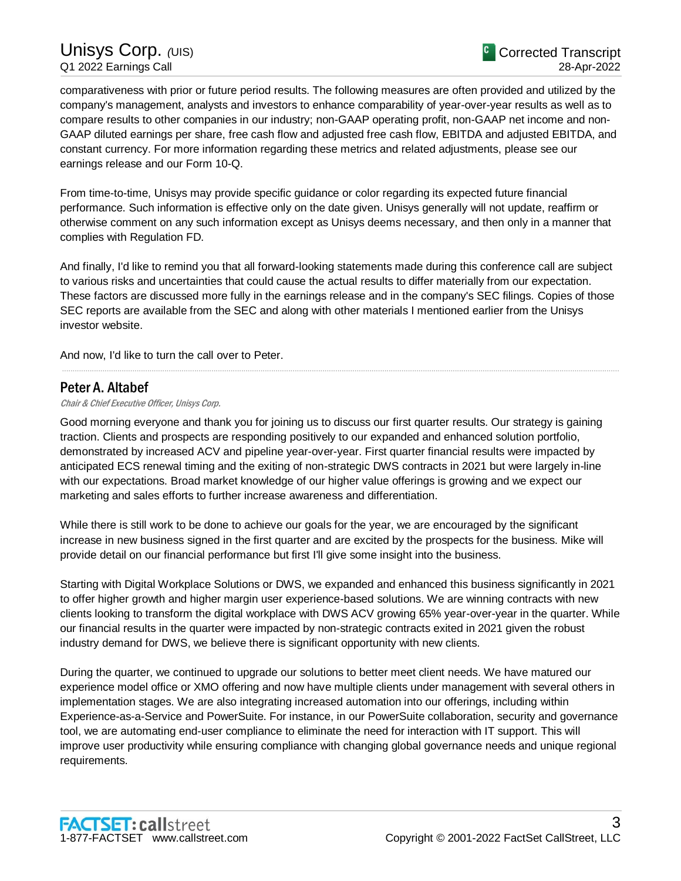comparativeness with prior or future period results. The following measures are often provided and utilized by the company's management, analysts and investors to enhance comparability of year-over-year results as well as to compare results to other companies in our industry; non-GAAP operating profit, non-GAAP net income and non-GAAP diluted earnings per share, free cash flow and adjusted free cash flow, EBITDA and adjusted EBITDA, and constant currency. For more information regarding these metrics and related adjustments, please see our earnings release and our Form 10-Q.

From time-to-time, Unisys may provide specific guidance or color regarding its expected future financial performance. Such information is effective only on the date given. Unisys generally will not update, reaffirm or otherwise comment on any such information except as Unisys deems necessary, and then only in a manner that complies with Regulation FD.

And finally, I'd like to remind you that all forward-looking statements made during this conference call are subject to various risks and uncertainties that could cause the actual results to differ materially from our expectation. These factors are discussed more fully in the earnings release and in the company's SEC filings. Copies of those SEC reports are available from the SEC and along with other materials I mentioned earlier from the Unisys investor website.

And now, I'd like to turn the call over to Peter.

---

## Peter A. Altabef

*Chair & Chief Executive Officer, Unisys Corp.*

Good morning everyone and thank you for joining us to discuss our first quarter results. Our strategy is gaining traction. Clients and prospects are responding positively to our expanded and enhanced solution portfolio, demonstrated by increased ACV and pipeline year-over-year. First quarter financial results were impacted by anticipated ECS renewal timing and the exiting of non-strategic DWS contracts in 2021 but were largely in-line with our expectations. Broad market knowledge of our higher value offerings is growing and we expect our marketing and sales efforts to further increase awareness and differentiation.

While there is still work to be done to achieve our goals for the year, we are encouraged by the significant increase in new business signed in the first quarter and are excited by the prospects for the business. Mike will provide detail on our financial performance but first I'll give some insight into the business.

Starting with Digital Workplace Solutions or DWS, we expanded and enhanced this business significantly in 2021 to offer higher growth and higher margin user experience-based solutions. We are winning contracts with new clients looking to transform the digital workplace with DWS ACV growing 65% year-over-year in the quarter. While our financial results in the quarter were impacted by non-strategic contracts exited in 2021 given the robust industry demand for DWS, we believe there is significant opportunity with new clients.

During the quarter, we continued to upgrade our solutions to better meet client needs. We have matured our experience model office or XMO offering and now have multiple clients under management with several others in implementation stages. We are also integrating increased automation into our offerings, including within Experience-as-a-Service and PowerSuite. For instance, in our PowerSuite collaboration, security and governance tool, we are automating end-user compliance to eliminate the need for interaction with IT support. This will improve user productivity while ensuring compliance with changing global governance needs and unique regional requirements.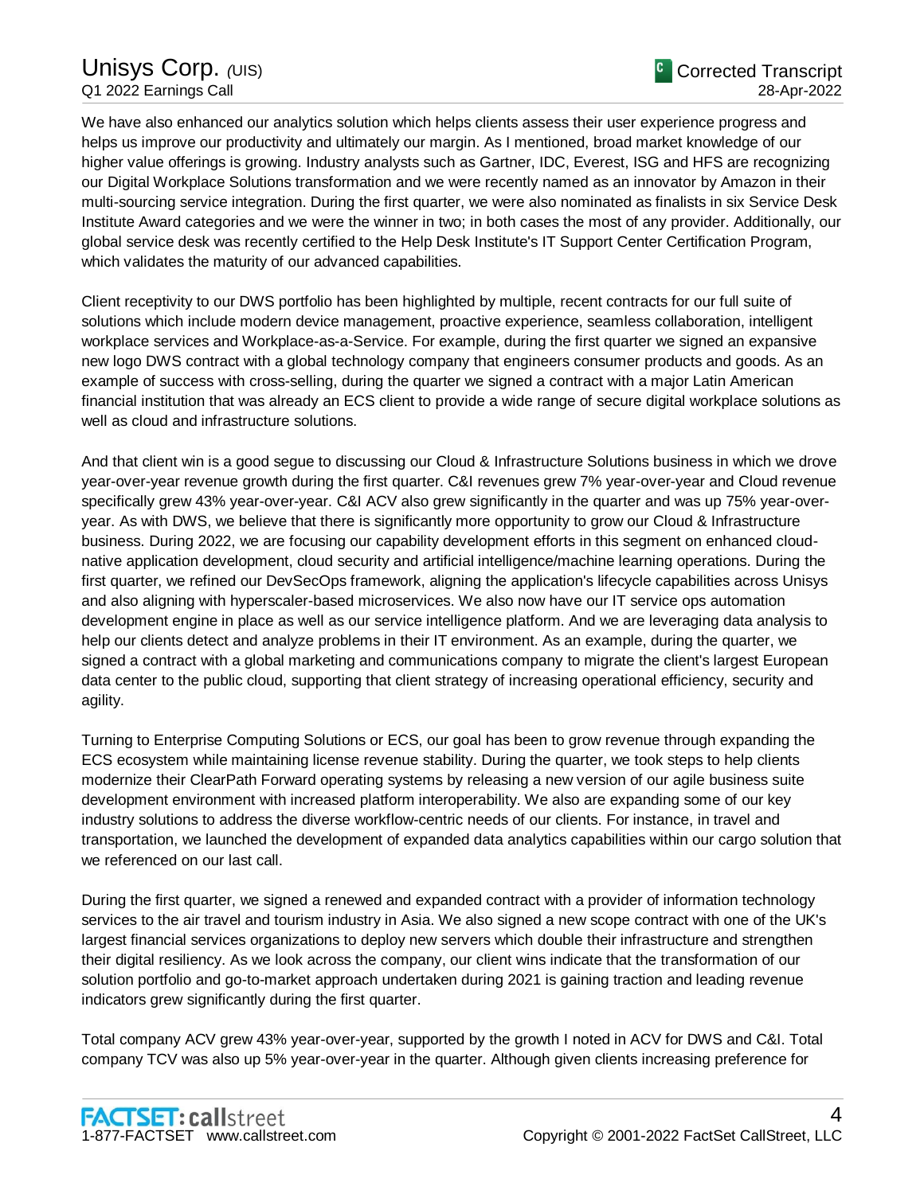We have also enhanced our analytics solution which helps clients assess their user experience progress and helps us improve our productivity and ultimately our margin. As I mentioned, broad market knowledge of our higher value offerings is growing. Industry analysts such as Gartner, IDC, Everest, ISG and HFS are recognizing our Digital Workplace Solutions transformation and we were recently named as an innovator by Amazon in their multi-sourcing service integration. During the first quarter, we were also nominated as finalists in six Service Desk Institute Award categories and we were the winner in two; in both cases the most of any provider. Additionally, our global service desk was recently certified to the Help Desk Institute's IT Support Center Certification Program, which validates the maturity of our advanced capabilities.

Client receptivity to our DWS portfolio has been highlighted by multiple, recent contracts for our full suite of solutions which include modern device management, proactive experience, seamless collaboration, intelligent workplace services and Workplace-as-a-Service. For example, during the first quarter we signed an expansive new logo DWS contract with a global technology company that engineers consumer products and goods. As an example of success with cross-selling, during the quarter we signed a contract with a major Latin American financial institution that was already an ECS client to provide a wide range of secure digital workplace solutions as well as cloud and infrastructure solutions.

And that client win is a good segue to discussing our Cloud & Infrastructure Solutions business in which we drove year-over-year revenue growth during the first quarter. C&I revenues grew 7% year-over-year and Cloud revenue specifically grew 43% year-over-year. C&I ACV also grew significantly in the quarter and was up 75% year-over-year. As with DWS, we believe that there is significantly more opportunity to grow our Cloud & Infrastructure business. During 2022, we are focusing our capability development efforts in this segment on enhanced cloud-native application development, cloud security and artificial intelligence/machine learning operations. During the first quarter, we refined our DevSecOps framework, aligning the application's lifecycle capabilities across Unisys and also aligning with hyperscaler-based microservices. We also now have our IT service ops automation development engine in place as well as our service intelligence platform. And we are leveraging data analysis to help our clients detect and analyze problems in their IT environment. As an example, during the quarter, we signed a contract with a global marketing and communications company to migrate the client's largest European data center to the public cloud, supporting that client strategy of increasing operational efficiency, security and agility.

Turning to Enterprise Computing Solutions or ECS, our goal has been to grow revenue through expanding the ECS ecosystem while maintaining license revenue stability. During the quarter, we took steps to help clients modernize their ClearPath Forward operating systems by releasing a new version of our agile business suite development environment with increased platform interoperability. We also are expanding some of our key industry solutions to address the diverse workflow-centric needs of our clients. For instance, in travel and transportation, we launched the development of expanded data analytics capabilities within our cargo solution that we referenced on our last call.

During the first quarter, we signed a renewed and expanded contract with a provider of information technology services to the air travel and tourism industry in Asia. We also signed a new scope contract with one of the UK's largest financial services organizations to deploy new servers which double their infrastructure and strengthen their digital resiliency. As we look across the company, our client wins indicate that the transformation of our solution portfolio and go-to-market approach undertaken during 2021 is gaining traction and leading revenue indicators grew significantly during the first quarter.

Total company ACV grew 43% year-over-year, supported by the growth I noted in ACV for DWS and C&I. Total company TCV was also up 5% year-over-year in the quarter. Although given clients increasing preference for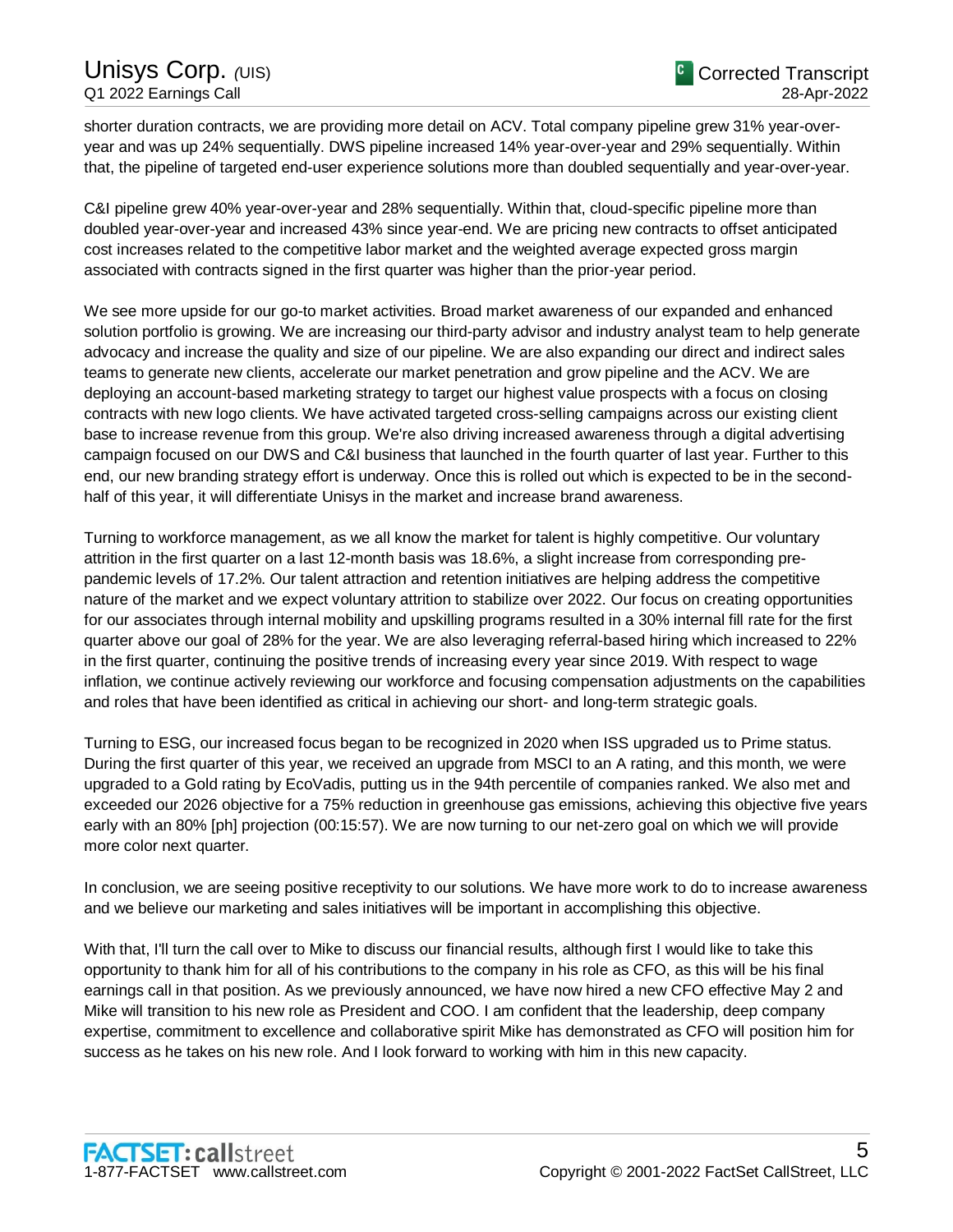shorter duration contracts, we are providing more detail on ACV. Total company pipeline grew 31% year-over-year and was up 24% sequentially. DWS pipeline increased 14% year-over-year and 29% sequentially. Within that, the pipeline of targeted end-user experience solutions more than doubled sequentially and year-over-year.

C&I pipeline grew 40% year-over-year and 28% sequentially. Within that, cloud-specific pipeline more than doubled year-over-year and increased 43% since year-end. We are pricing new contracts to offset anticipated cost increases related to the competitive labor market and the weighted average expected gross margin associated with contracts signed in the first quarter was higher than the prior-year period.

We see more upside for our go-to market activities. Broad market awareness of our expanded and enhanced solution portfolio is growing. We are increasing our third-party advisor and industry analyst team to help generate advocacy and increase the quality and size of our pipeline. We are also expanding our direct and indirect sales teams to generate new clients, accelerate our market penetration and grow pipeline and the ACV. We are deploying an account-based marketing strategy to target our highest value prospects with a focus on closing contracts with new logo clients. We have activated targeted cross-selling campaigns across our existing client base to increase revenue from this group. We're also driving increased awareness through a digital advertising campaign focused on our DWS and C&I business that launched in the fourth quarter of last year. Further to this end, our new branding strategy effort is underway. Once this is rolled out which is expected to be in the second-half of this year, it will differentiate Unisys in the market and increase brand awareness.

Turning to workforce management, as we all know the market for talent is highly competitive. Our voluntary attrition in the first quarter on a last 12-month basis was 18.6%, a slight increase from corresponding pre-pandemic levels of 17.2%. Our talent attraction and retention initiatives are helping address the competitive nature of the market and we expect voluntary attrition to stabilize over 2022. Our focus on creating opportunities for our associates through internal mobility and upskilling programs resulted in a 30% internal fill rate for the first quarter above our goal of 28% for the year. We are also leveraging referral-based hiring which increased to 22% in the first quarter, continuing the positive trends of increasing every year since 2019. With respect to wage inflation, we continue actively reviewing our workforce and focusing compensation adjustments on the capabilities and roles that have been identified as critical in achieving our short- and long-term strategic goals.

Turning to ESG, our increased focus began to be recognized in 2020 when ISS upgraded us to Prime status. During the first quarter of this year, we received an upgrade from MSCI to an A rating, and this month, we were upgraded to a Gold rating by EcoVadis, putting us in the 94th percentile of companies ranked. We also met and exceeded our 2026 objective for a 75% reduction in greenhouse gas emissions, achieving this objective five years early with an 80% [ph] projection (00:15:57). We are now turning to our net-zero goal on which we will provide more color next quarter.

In conclusion, we are seeing positive receptivity to our solutions. We have more work to do to increase awareness and we believe our marketing and sales initiatives will be important in accomplishing this objective.

With that, I'll turn the call over to Mike to discuss our financial results, although first I would like to take this opportunity to thank him for all of his contributions to the company in his role as CFO, as this will be his final earnings call in that position. As we previously announced, we have now hired a new CFO effective May 2 and Mike will transition to his new role as President and COO. I am confident that the leadership, deep company expertise, commitment to excellence and collaborative spirit Mike has demonstrated as CFO will position him for success as he takes on his new role. And I look forward to working with him in this new capacity.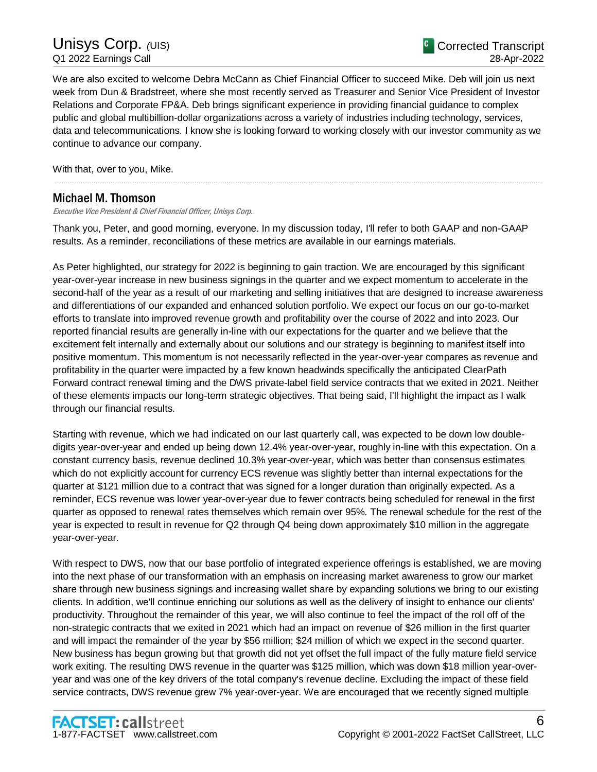We are also excited to welcome Debra McCann as Chief Financial Officer to succeed Mike. Deb will join us next week from Dun & Bradstreet, where she most recently served as Treasurer and Senior Vice President of Investor Relations and Corporate FP&A. Deb brings significant experience in providing financial guidance to complex public and global multibillion-dollar organizations across a variety of industries including technology, services, data and telecommunications. I know she is looking forward to working closely with our investor community as we continue to advance our company.

With that, over to you, Mike.

---

## Michael M. Thomson

*Executive Vice President & Chief Financial Officer, Unisys Corp.*

Thank you, Peter, and good morning, everyone. In my discussion today, I'll refer to both GAAP and non-GAAP results. As a reminder, reconciliations of these metrics are available in our earnings materials.

As Peter highlighted, our strategy for 2022 is beginning to gain traction. We are encouraged by this significant year-over-year increase in new business signings in the quarter and we expect momentum to accelerate in the second-half of the year as a result of our marketing and selling initiatives that are designed to increase awareness and differentiations of our expanded and enhanced solution portfolio. We expect our focus on our go-to-market efforts to translate into improved revenue growth and profitability over the course of 2022 and into 2023. Our reported financial results are generally in-line with our expectations for the quarter and we believe that the excitement felt internally and externally about our solutions and our strategy is beginning to manifest itself into positive momentum. This momentum is not necessarily reflected in the year-over-year compares as revenue and profitability in the quarter were impacted by a few known headwinds specifically the anticipated ClearPath Forward contract renewal timing and the DWS private-label field service contracts that we exited in 2021. Neither of these elements impacts our long-term strategic objectives. That being said, I'll highlight the impact as I walk through our financial results.

Starting with revenue, which we had indicated on our last quarterly call, was expected to be down low double-digits year-over-year and ended up being down 12.4% year-over-year, roughly in-line with this expectation. On a constant currency basis, revenue declined 10.3% year-over-year, which was better than consensus estimates which do not explicitly account for currency ECS revenue was slightly better than internal expectations for the quarter at $121 million due to a contract that was signed for a longer duration than originally expected. As a reminder, ECS revenue was lower year-over-year due to fewer contracts being scheduled for renewal in the first quarter as opposed to renewal rates themselves which remain over 95%. The renewal schedule for the rest of the year is expected to result in revenue for Q2 through Q4 being down approximately $10 million in the aggregate year-over-year.

With respect to DWS, now that our base portfolio of integrated experience offerings is established, we are moving into the next phase of our transformation with an emphasis on increasing market awareness to grow our market share through new business signings and increasing wallet share by expanding solutions we bring to our existing clients. In addition, we'll continue enriching our solutions as well as the delivery of insight to enhance our clients' productivity. Throughout the remainder of this year, we will also continue to feel the impact of the roll off of the non-strategic contracts that we exited in 2021 which had an impact on revenue of $26 million in the first quarter and will impact the remainder of the year by $56 million; $24 million of which we expect in the second quarter. New business has begun growing but that growth did not yet offset the full impact of the fully mature field service work exiting. The resulting DWS revenue in the quarter was $125 million, which was down $18 million year-over-year and was one of the key drivers of the total company's revenue decline. Excluding the impact of these field service contracts, DWS revenue grew 7% year-over-year. We are encouraged that we recently signed multiple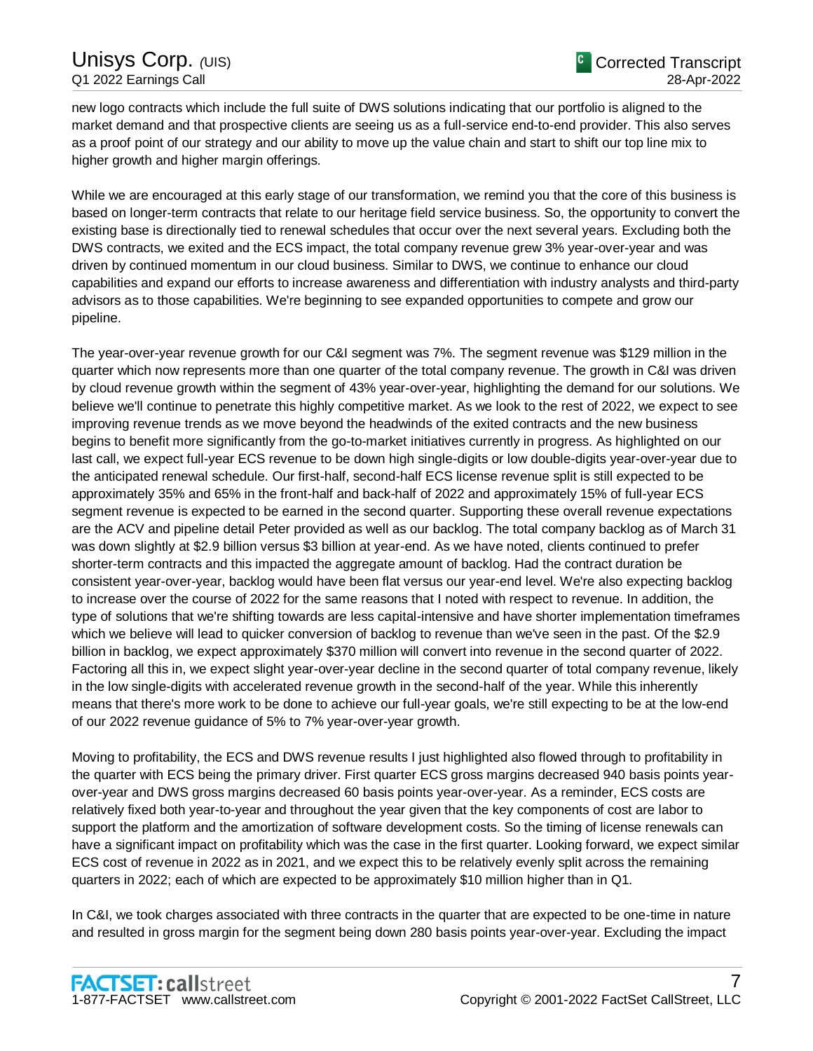new logo contracts which include the full suite of DWS solutions indicating that our portfolio is aligned to the market demand and that prospective clients are seeing us as a full-service end-to-end provider. This also serves as a proof point of our strategy and our ability to move up the value chain and start to shift our top line mix to higher growth and higher margin offerings.

While we are encouraged at this early stage of our transformation, we remind you that the core of this business is based on longer-term contracts that relate to our heritage field service business. So, the opportunity to convert the existing base is directionally tied to renewal schedules that occur over the next several years. Excluding both the DWS contracts, we exited and the ECS impact, the total company revenue grew 3% year-over-year and was driven by continued momentum in our cloud business. Similar to DWS, we continue to enhance our cloud capabilities and expand our efforts to increase awareness and differentiation with industry analysts and third-party advisors as to those capabilities. We're beginning to see expanded opportunities to compete and grow our pipeline.

The year-over-year revenue growth for our C&I segment was 7%. The segment revenue was $129 million in the quarter which now represents more than one quarter of the total company revenue. The growth in C&I was driven by cloud revenue growth within the segment of 43% year-over-year, highlighting the demand for our solutions. We believe we'll continue to penetrate this highly competitive market. As we look to the rest of 2022, we expect to see improving revenue trends as we move beyond the headwinds of the exited contracts and the new business begins to benefit more significantly from the go-to-market initiatives currently in progress. As highlighted on our last call, we expect full-year ECS revenue to be down high single-digits or low double-digits year-over-year due to the anticipated renewal schedule. Our first-half, second-half ECS license revenue split is still expected to be approximately 35% and 65% in the front-half and back-half of 2022 and approximately 15% of full-year ECS segment revenue is expected to be earned in the second quarter. Supporting these overall revenue expectations are the ACV and pipeline detail Peter provided as well as our backlog. The total company backlog as of March 31 was down slightly at $2.9 billion versus $3 billion at year-end. As we have noted, clients continued to prefer shorter-term contracts and this impacted the aggregate amount of backlog. Had the contract duration be consistent year-over-year, backlog would have been flat versus our year-end level. We're also expecting backlog to increase over the course of 2022 for the same reasons that I noted with respect to revenue. In addition, the type of solutions that we're shifting towards are less capital-intensive and have shorter implementation timeframes which we believe will lead to quicker conversion of backlog to revenue than we've seen in the past. Of the $2.9 billion in backlog, we expect approximately $370 million will convert into revenue in the second quarter of 2022. Factoring all this in, we expect slight year-over-year decline in the second quarter of total company revenue, likely in the low single-digits with accelerated revenue growth in the second-half of the year. While this inherently means that there's more work to be done to achieve our full-year goals, we're still expecting to be at the low-end of our 2022 revenue guidance of 5% to 7% year-over-year growth.

Moving to profitability, the ECS and DWS revenue results I just highlighted also flowed through to profitability in the quarter with ECS being the primary driver. First quarter ECS gross margins decreased 940 basis points year-over-year and DWS gross margins decreased 60 basis points year-over-year. As a reminder, ECS costs are relatively fixed both year-to-year and throughout the year given that the key components of cost are labor to support the platform and the amortization of software development costs. So the timing of license renewals can have a significant impact on profitability which was the case in the first quarter. Looking forward, we expect similar ECS cost of revenue in 2022 as in 2021, and we expect this to be relatively evenly split across the remaining quarters in 2022; each of which are expected to be approximately $10 million higher than in Q1.

In C&I, we took charges associated with three contracts in the quarter that are expected to be one-time in nature and resulted in gross margin for the segment being down 280 basis points year-over-year. Excluding the impact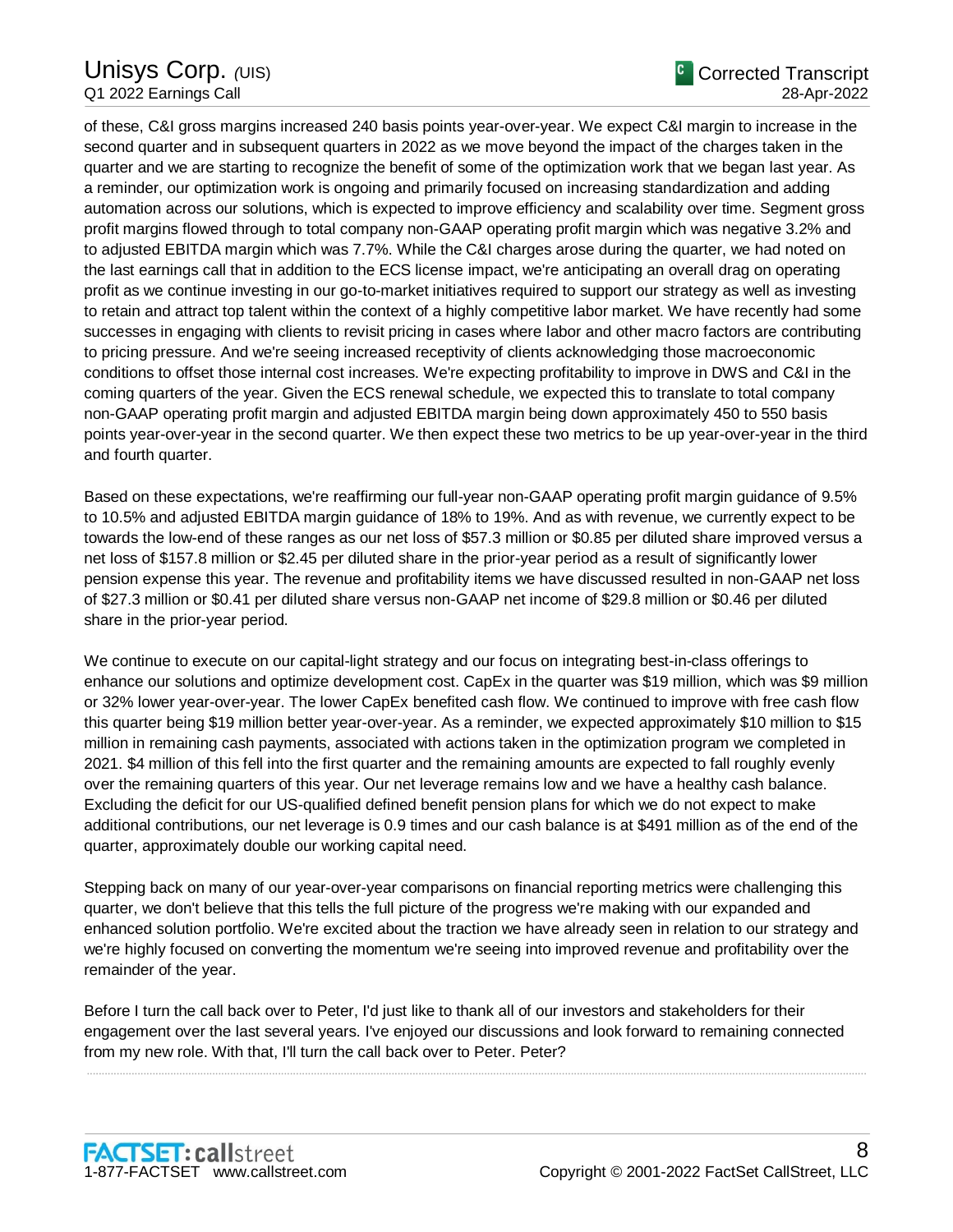of these, C&I gross margins increased 240 basis points year-over-year. We expect C&I margin to increase in the second quarter and in subsequent quarters in 2022 as we move beyond the impact of the charges taken in the quarter and we are starting to recognize the benefit of some of the optimization work that we began last year. As a reminder, our optimization work is ongoing and primarily focused on increasing standardization and adding automation across our solutions, which is expected to improve efficiency and scalability over time. Segment gross profit margins flowed through to total company non-GAAP operating profit margin which was negative 3.2% and to adjusted EBITDA margin which was 7.7%. While the C&I charges arose during the quarter, we had noted on the last earnings call that in addition to the ECS license impact, we're anticipating an overall drag on operating profit as we continue investing in our go-to-market initiatives required to support our strategy as well as investing to retain and attract top talent within the context of a highly competitive labor market. We have recently had some successes in engaging with clients to revisit pricing in cases where labor and other macro factors are contributing to pricing pressure. And we're seeing increased receptivity of clients acknowledging those macroeconomic conditions to offset those internal cost increases. We're expecting profitability to improve in DWS and C&I in the coming quarters of the year. Given the ECS renewal schedule, we expected this to translate to total company non-GAAP operating profit margin and adjusted EBITDA margin being down approximately 450 to 550 basis points year-over-year in the second quarter. We then expect these two metrics to be up year-over-year in the third and fourth quarter.

Based on these expectations, we're reaffirming our full-year non-GAAP operating profit margin guidance of 9.5% to 10.5% and adjusted EBITDA margin guidance of 18% to 19%. And as with revenue, we currently expect to be towards the low-end of these ranges as our net loss of $57.3 million or $0.85 per diluted share improved versus a net loss of $157.8 million or $2.45 per diluted share in the prior-year period as a result of significantly lower pension expense this year. The revenue and profitability items we have discussed resulted in non-GAAP net loss of $27.3 million or $0.41 per diluted share versus non-GAAP net income of $29.8 million or $0.46 per diluted share in the prior-year period.

We continue to execute on our capital-light strategy and our focus on integrating best-in-class offerings to enhance our solutions and optimize development cost. CapEx in the quarter was $19 million, which was $9 million or 32% lower year-over-year. The lower CapEx benefited cash flow. We continued to improve with free cash flow this quarter being $19 million better year-over-year. As a reminder, we expected approximately $10 million to $15 million in remaining cash payments, associated with actions taken in the optimization program we completed in 2021. $4 million of this fell into the first quarter and the remaining amounts are expected to fall roughly evenly over the remaining quarters of this year. Our net leverage remains low and we have a healthy cash balance. Excluding the deficit for our US-qualified defined benefit pension plans for which we do not expect to make additional contributions, our net leverage is 0.9 times and our cash balance is at $491 million as of the end of the quarter, approximately double our working capital need.

Stepping back on many of our year-over-year comparisons on financial reporting metrics were challenging this quarter, we don't believe that this tells the full picture of the progress we're making with our expanded and enhanced solution portfolio. We're excited about the traction we have already seen in relation to our strategy and we're highly focused on converting the momentum we're seeing into improved revenue and profitability over the remainder of the year.

Before I turn the call back over to Peter, I'd just like to thank all of our investors and stakeholders for their engagement over the last several years. I've enjoyed our discussions and look forward to remaining connected from my new role. With that, I'll turn the call back over to Peter. Peter?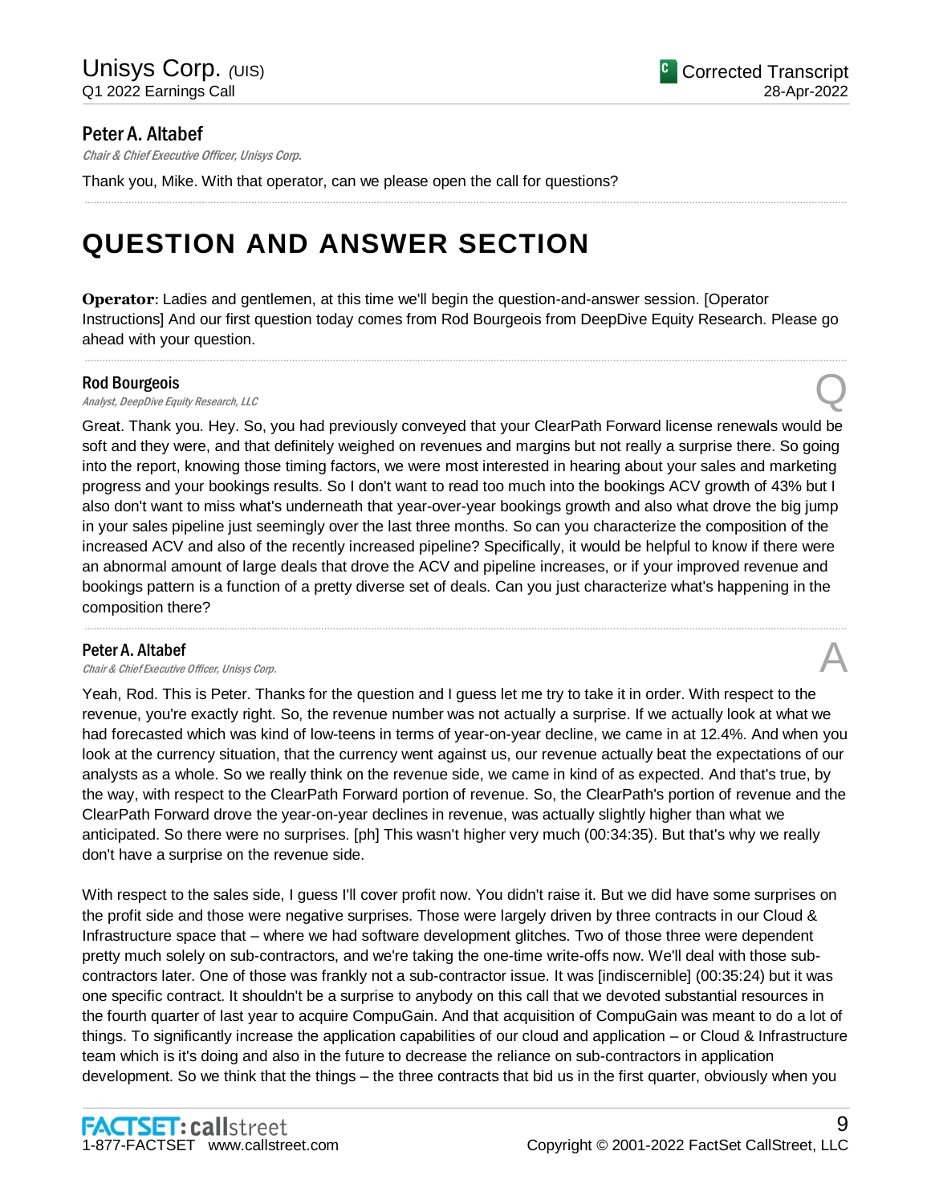**Peter A. Altabef**

*Chair & Chief Executive Officer, Unisys Corp.*

Thank you, Mike. With that operator, can we please open the call for questions?

# QUESTION AND ANSWER SECTION

**Operator**: Ladies and gentlemen, at this time we'll begin the question-and-answer session. [Operator Instructions] And our first question today comes from Rod Bourgeois from DeepDive Equity Research. Please go ahead with your question.

**Rod Bourgeois**

*Analyst, DeepDive Equity Research, LLC*

Q

Great. Thank you. Hey. So, you had previously conveyed that your ClearPath Forward license renewals would be soft and they were, and that definitely weighed on revenues and margins but not really a surprise there. So going into the report, knowing those timing factors, we were most interested in hearing about your sales and marketing progress and your bookings results. So I don't want to read too much into the bookings ACV growth of 43% but I also don't want to miss what's underneath that year-over-year bookings growth and also what drove the big jump in your sales pipeline just seemingly over the last three months. So can you characterize the composition of the increased ACV and also of the recently increased pipeline? Specifically, it would be helpful to know if there were an abnormal amount of large deals that drove the ACV and pipeline increases, or if your improved revenue and bookings pattern is a function of a pretty diverse set of deals. Can you just characterize what's happening in the composition there?

**Peter A. Altabef**

*Chair & Chief Executive Officer, Unisys Corp.*

A

Yeah, Rod. This is Peter. Thanks for the question and I guess let me try to take it in order. With respect to the revenue, you're exactly right. So, the revenue number was not actually a surprise. If we actually look at what we had forecasted which was kind of low-teens in terms of year-on-year decline, we came in at 12.4%. And when you look at the currency situation, that the currency went against us, our revenue actually beat the expectations of our analysts as a whole. So we really think on the revenue side, we came in kind of as expected. And that's true, by the way, with respect to the ClearPath Forward portion of revenue. So, the ClearPath's portion of revenue and the ClearPath Forward drove the year-on-year declines in revenue, was actually slightly higher than what we anticipated. So there were no surprises. [ph] This wasn't higher very much (00:34:35). But that's why we really don't have a surprise on the revenue side.

With respect to the sales side, I guess I'll cover profit now. You didn't raise it. But we did have some surprises on the profit side and those were negative surprises. Those were largely driven by three contracts in our Cloud & Infrastructure space that – where we had software development glitches. Two of those three were dependent pretty much solely on sub-contractors, and we're taking the one-time write-offs now. We'll deal with those sub-contractors later. One of those was frankly not a sub-contractor issue. It was [indiscernible] (00:35:24) but it was one specific contract. It shouldn't be a surprise to anybody on this call that we devoted substantial resources in the fourth quarter of last year to acquire CompuGain. And that acquisition of CompuGain was meant to do a lot of things. To significantly increase the application capabilities of our cloud and application – or Cloud & Infrastructure team which is it's doing and also in the future to decrease the reliance on sub-contractors in application development. So we think that the things – the three contracts that bid us in the first quarter, obviously when you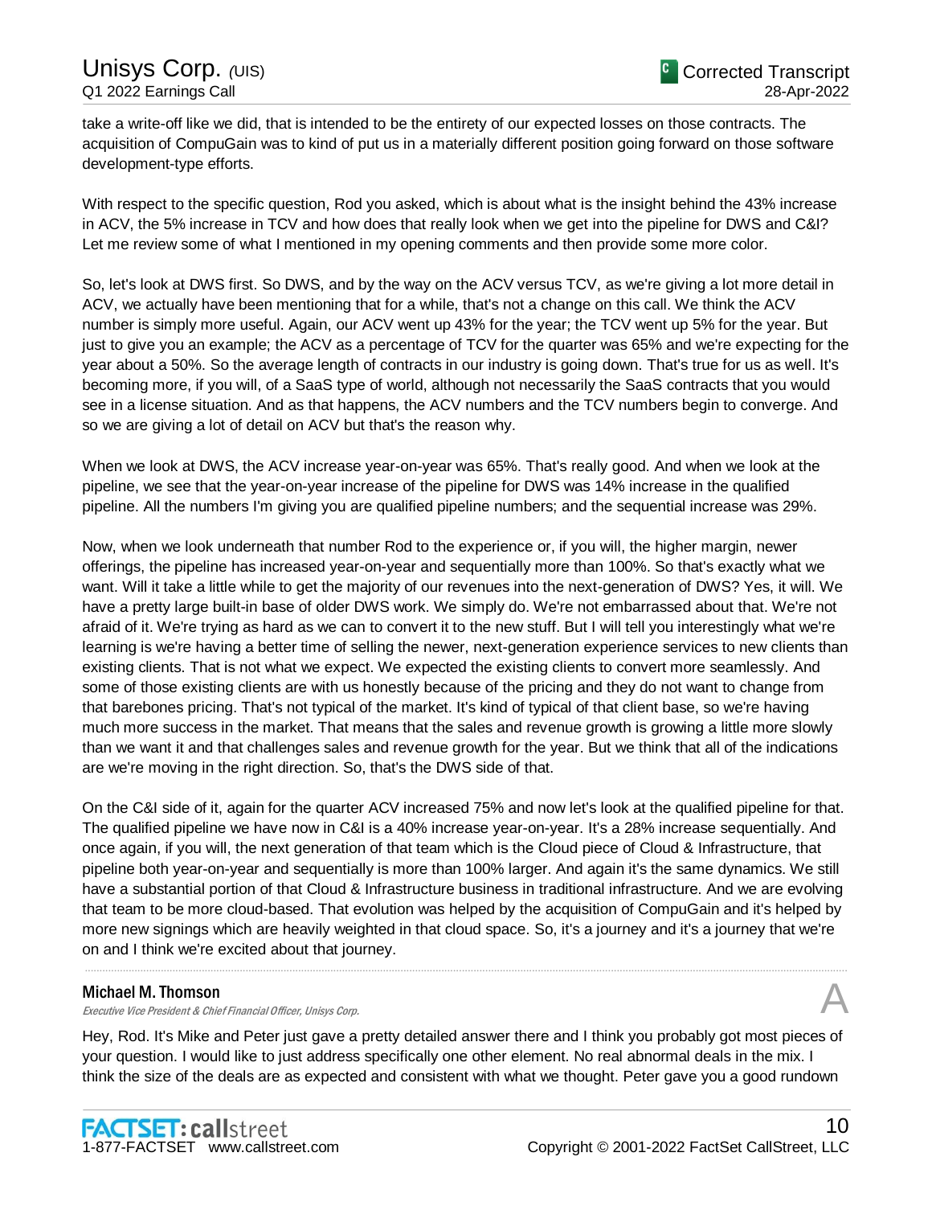take a write-off like we did, that is intended to be the entirety of our expected losses on those contracts. The acquisition of CompuGain was to kind of put us in a materially different position going forward on those software development-type efforts.

With respect to the specific question, Rod you asked, which is about what is the insight behind the 43% increase in ACV, the 5% increase in TCV and how does that really look when we get into the pipeline for DWS and C&I? Let me review some of what I mentioned in my opening comments and then provide some more color.

So, let's look at DWS first. So DWS, and by the way on the ACV versus TCV, as we're giving a lot more detail in ACV, we actually have been mentioning that for a while, that's not a change on this call. We think the ACV number is simply more useful. Again, our ACV went up 43% for the year; the TCV went up 5% for the year. But just to give you an example; the ACV as a percentage of TCV for the quarter was 65% and we're expecting for the year about a 50%. So the average length of contracts in our industry is going down. That's true for us as well. It's becoming more, if you will, of a SaaS type of world, although not necessarily the SaaS contracts that you would see in a license situation. And as that happens, the ACV numbers and the TCV numbers begin to converge. And so we are giving a lot of detail on ACV but that's the reason why.

When we look at DWS, the ACV increase year-on-year was 65%. That's really good. And when we look at the pipeline, we see that the year-on-year increase of the pipeline for DWS was 14% increase in the qualified pipeline. All the numbers I'm giving you are qualified pipeline numbers; and the sequential increase was 29%.

Now, when we look underneath that number Rod to the experience or, if you will, the higher margin, newer offerings, the pipeline has increased year-on-year and sequentially more than 100%. So that's exactly what we want. Will it take a little while to get the majority of our revenues into the next-generation of DWS? Yes, it will. We have a pretty large built-in base of older DWS work. We simply do. We're not embarrassed about that. We're not afraid of it. We're trying as hard as we can to convert it to the new stuff. But I will tell you interestingly what we're learning is we're having a better time of selling the newer, next-generation experience services to new clients than existing clients. That is not what we expect. We expected the existing clients to convert more seamlessly. And some of those existing clients are with us honestly because of the pricing and they do not want to change from that barebones pricing. That's not typical of the market. It's kind of typical of that client base, so we're having much more success in the market. That means that the sales and revenue growth is growing a little more slowly than we want it and that challenges sales and revenue growth for the year. But we think that all of the indications are we're moving in the right direction. So, that's the DWS side of that.

On the C&I side of it, again for the quarter ACV increased 75% and now let's look at the qualified pipeline for that. The qualified pipeline we have now in C&I is a 40% increase year-on-year. It's a 28% increase sequentially. And once again, if you will, the next generation of that team which is the Cloud piece of Cloud & Infrastructure, that pipeline both year-on-year and sequentially is more than 100% larger. And again it's the same dynamics. We still have a substantial portion of that Cloud & Infrastructure business in traditional infrastructure. And we are evolving that team to be more cloud-based. That evolution was helped by the acquisition of CompuGain and it's helped by more new signings which are heavily weighted in that cloud space. So, it's a journey and it's a journey that we're on and I think we're excited about that journey.

---

**Michael M. Thomson**
*Executive Vice President & Chief Financial Officer, Unisys Corp.* **A**

Hey, Rod. It's Mike and Peter just gave a pretty detailed answer there and I think you probably got most pieces of your question. I would like to just address specifically one other element. No real abnormal deals in the mix. I think the size of the deals are as expected and consistent with what we thought. Peter gave you a good rundown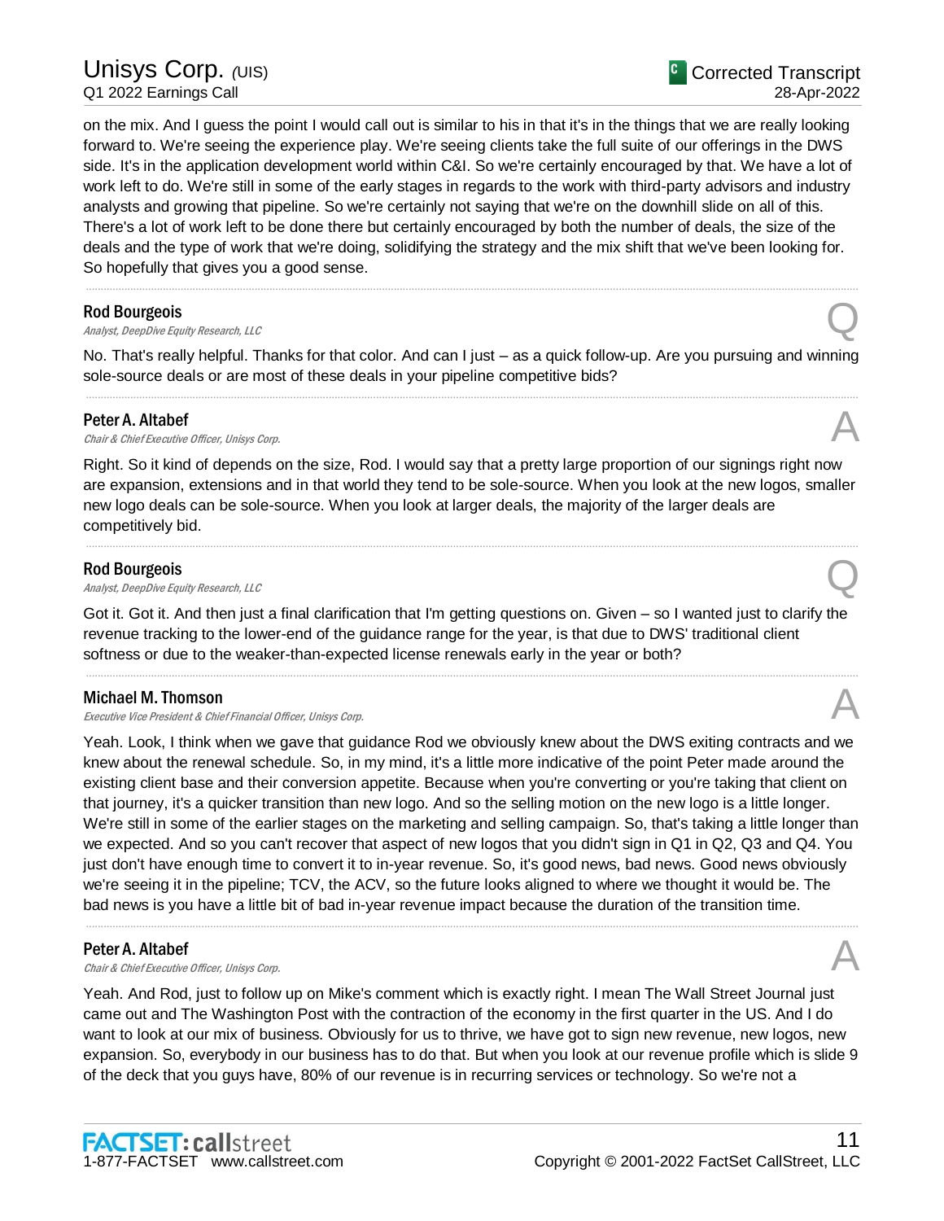on the mix. And I guess the point I would call out is similar to his in that it's in the things that we are really looking forward to. We're seeing the experience play. We're seeing clients take the full suite of our offerings in the DWS side. It's in the application development world within C&I. So we're certainly encouraged by that. We have a lot of work left to do. We're still in some of the early stages in regards to the work with third-party advisors and industry analysts and growing that pipeline. So we're certainly not saying that we're on the downhill slide on all of this. There's a lot of work left to be done there but certainly encouraged by both the number of deals, the size of the deals and the type of work that we're doing, solidifying the strategy and the mix shift that we've been looking for. So hopefully that gives you a good sense.

---

**Rod Bourgeois**
*Analyst, DeepDive Equity Research, LLC* — Q

No. That's really helpful. Thanks for that color. And can I just – as a quick follow-up. Are you pursuing and winning sole-source deals or are most of these deals in your pipeline competitive bids?

---

**Peter A. Altabef**
*Chair & Chief Executive Officer, Unisys Corp.* — A

Right. So it kind of depends on the size, Rod. I would say that a pretty large proportion of our signings right now are expansion, extensions and in that world they tend to be sole-source. When you look at the new logos, smaller new logo deals can be sole-source. When you look at larger deals, the majority of the larger deals are competitively bid.

---

**Rod Bourgeois**
*Analyst, DeepDive Equity Research, LLC* — Q

Got it. Got it. And then just a final clarification that I'm getting questions on. Given – so I wanted just to clarify the revenue tracking to the lower-end of the guidance range for the year, is that due to DWS' traditional client softness or due to the weaker-than-expected license renewals early in the year or both?

---

**Michael M. Thomson**
*Executive Vice President & Chief Financial Officer, Unisys Corp.* — A

Yeah. Look, I think when we gave that guidance Rod we obviously knew about the DWS exiting contracts and we knew about the renewal schedule. So, in my mind, it's a little more indicative of the point Peter made around the existing client base and their conversion appetite. Because when you're converting or you're taking that client on that journey, it's a quicker transition than new logo. And so the selling motion on the new logo is a little longer. We're still in some of the earlier stages on the marketing and selling campaign. So, that's taking a little longer than we expected. And so you can't recover that aspect of new logos that you didn't sign in Q1 in Q2, Q3 and Q4. You just don't have enough time to convert it to in-year revenue. So, it's good news, bad news. Good news obviously we're seeing it in the pipeline; TCV, the ACV, so the future looks aligned to where we thought it would be. The bad news is you have a little bit of bad in-year revenue impact because the duration of the transition time.

---

**Peter A. Altabef**
*Chair & Chief Executive Officer, Unisys Corp.* — A

Yeah. And Rod, just to follow up on Mike's comment which is exactly right. I mean The Wall Street Journal just came out and The Washington Post with the contraction of the economy in the first quarter in the US. And I do want to look at our mix of business. Obviously for us to thrive, we have got to sign new revenue, new logos, new expansion. So, everybody in our business has to do that. But when you look at our revenue profile which is slide 9 of the deck that you guys have, 80% of our revenue is in recurring services or technology. So we're not a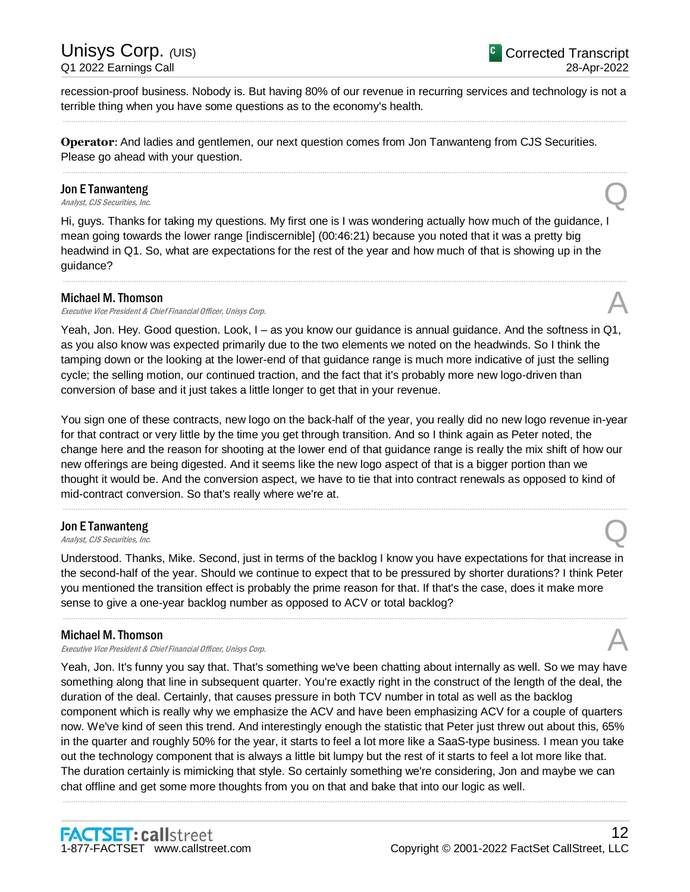recession-proof business. Nobody is. But having 80% of our revenue in recurring services and technology is not a terrible thing when you have some questions as to the economy's health.

---

**Operator**: And ladies and gentlemen, our next question comes from Jon Tanwanteng from CJS Securities. Please go ahead with your question.

---

**Jon E Tanwanteng**
*Analyst, CJS Securities, Inc.* **Q**

Hi, guys. Thanks for taking my questions. My first one is I was wondering actually how much of the guidance, I mean going towards the lower range [indiscernible] (00:46:21) because you noted that it was a pretty big headwind in Q1. So, what are expectations for the rest of the year and how much of that is showing up in the guidance?

---

**Michael M. Thomson**
*Executive Vice President & Chief Financial Officer, Unisys Corp.* **A**

Yeah, Jon. Hey. Good question. Look, I – as you know our guidance is annual guidance. And the softness in Q1, as you also know was expected primarily due to the two elements we noted on the headwinds. So I think the tamping down or the looking at the lower-end of that guidance range is much more indicative of just the selling cycle; the selling motion, our continued traction, and the fact that it's probably more new logo-driven than conversion of base and it just takes a little longer to get that in your revenue.

You sign one of these contracts, new logo on the back-half of the year, you really did no new logo revenue in-year for that contract or very little by the time you get through transition. And so I think again as Peter noted, the change here and the reason for shooting at the lower end of that guidance range is really the mix shift of how our new offerings are being digested. And it seems like the new logo aspect of that is a bigger portion than we thought it would be. And the conversion aspect, we have to tie that into contract renewals as opposed to kind of mid-contract conversion. So that's really where we're at.

---

**Jon E Tanwanteng**
*Analyst, CJS Securities, Inc.* **Q**

Understood. Thanks, Mike. Second, just in terms of the backlog I know you have expectations for that increase in the second-half of the year. Should we continue to expect that to be pressured by shorter durations? I think Peter you mentioned the transition effect is probably the prime reason for that. If that's the case, does it make more sense to give a one-year backlog number as opposed to ACV or total backlog?

---

**Michael M. Thomson**
*Executive Vice President & Chief Financial Officer, Unisys Corp.* **A**

Yeah, Jon. It's funny you say that. That's something we've been chatting about internally as well. So we may have something along that line in subsequent quarter. You're exactly right in the construct of the length of the deal, the duration of the deal. Certainly, that causes pressure in both TCV number in total as well as the backlog component which is really why we emphasize the ACV and have been emphasizing ACV for a couple of quarters now. We've kind of seen this trend. And interestingly enough the statistic that Peter just threw out about this, 65% in the quarter and roughly 50% for the year, it starts to feel a lot more like a SaaS-type business. I mean you take out the technology component that is always a little bit lumpy but the rest of it starts to feel a lot more like that. The duration certainly is mimicking that style. So certainly something we're considering, Jon and maybe we can chat offline and get some more thoughts from you on that and bake that into our logic as well.

---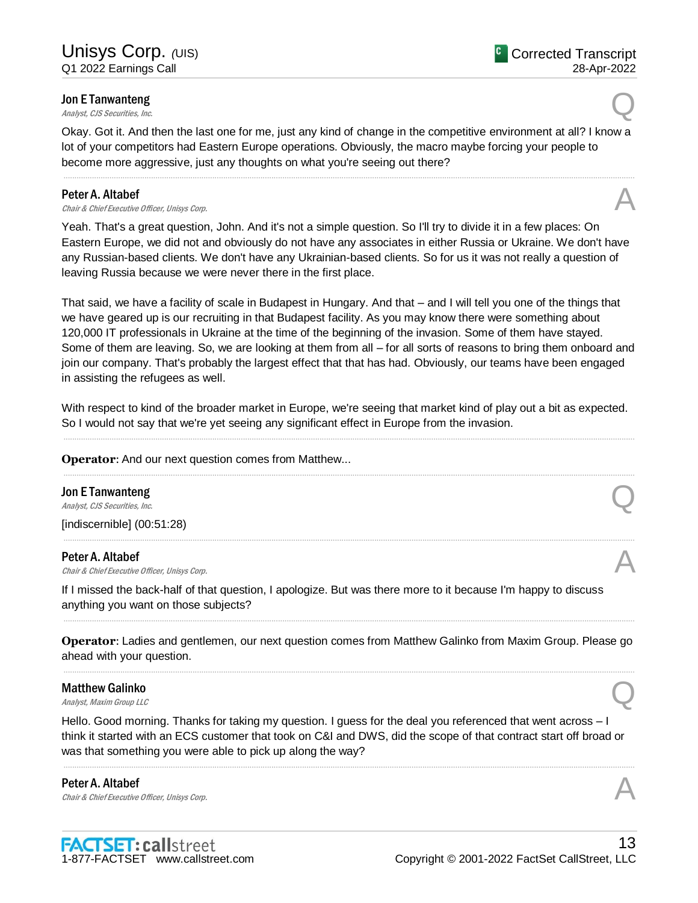**Jon E Tanwanteng**

*Analyst, CJS Securities, Inc.*

Q

Okay. Got it. And then the last one for me, just any kind of change in the competitive environment at all? I know a lot of your competitors had Eastern Europe operations. Obviously, the macro maybe forcing your people to become more aggressive, just any thoughts on what you're seeing out there?

---

**Peter A. Altabef**

*Chair & Chief Executive Officer, Unisys Corp.*

A

Yeah. That's a great question, John. And it's not a simple question. So I'll try to divide it in a few places: On Eastern Europe, we did not and obviously do not have any associates in either Russia or Ukraine. We don't have any Russian-based clients. We don't have any Ukrainian-based clients. So for us it was not really a question of leaving Russia because we were never there in the first place.

That said, we have a facility of scale in Budapest in Hungary. And that – and I will tell you one of the things that we have geared up is our recruiting in that Budapest facility. As you may know there were something about 120,000 IT professionals in Ukraine at the time of the beginning of the invasion. Some of them have stayed. Some of them are leaving. So, we are looking at them from all – for all sorts of reasons to bring them onboard and join our company. That's probably the largest effect that that has had. Obviously, our teams have been engaged in assisting the refugees as well.

With respect to kind of the broader market in Europe, we're seeing that market kind of play out a bit as expected. So I would not say that we're yet seeing any significant effect in Europe from the invasion.

---

**Operator**: And our next question comes from Matthew...

---

**Jon E Tanwanteng**

*Analyst, CJS Securities, Inc.*

Q

[indiscernible] (00:51:28)

---

**Peter A. Altabef**

*Chair & Chief Executive Officer, Unisys Corp.*

A

If I missed the back-half of that question, I apologize. But was there more to it because I'm happy to discuss anything you want on those subjects?

---

**Operator**: Ladies and gentlemen, our next question comes from Matthew Galinko from Maxim Group. Please go ahead with your question.

---

**Matthew Galinko**

*Analyst, Maxim Group LLC*

Q

Hello. Good morning. Thanks for taking my question. I guess for the deal you referenced that went across – I think it started with an ECS customer that took on C&I and DWS, did the scope of that contract start off broad or was that something you were able to pick up along the way?

---

**Peter A. Altabef**

*Chair & Chief Executive Officer, Unisys Corp.*

A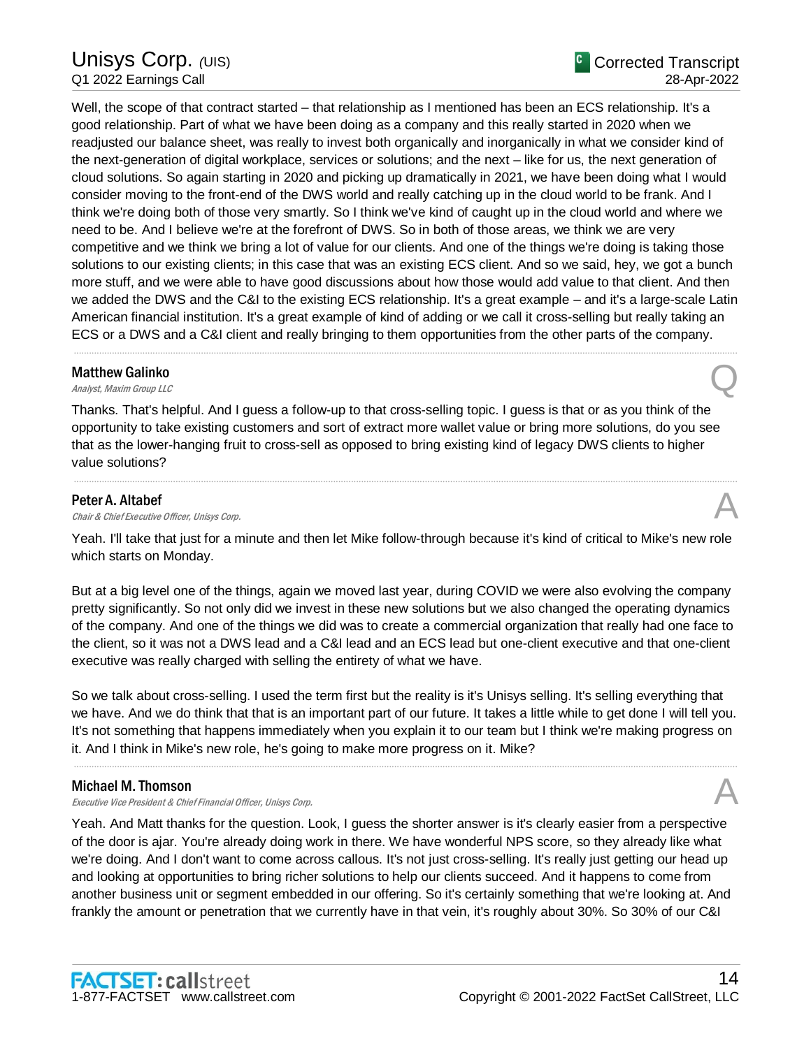Well, the scope of that contract started – that relationship as I mentioned has been an ECS relationship. It's a good relationship. Part of what we have been doing as a company and this really started in 2020 when we readjusted our balance sheet, was really to invest both organically and inorganically in what we consider kind of the next-generation of digital workplace, services or solutions; and the next – like for us, the next generation of cloud solutions. So again starting in 2020 and picking up dramatically in 2021, we have been doing what I would consider moving to the front-end of the DWS world and really catching up in the cloud world to be frank. And I think we're doing both of those very smartly. So I think we've kind of caught up in the cloud world and where we need to be. And I believe we're at the forefront of DWS. So in both of those areas, we think we are very competitive and we think we bring a lot of value for our clients. And one of the things we're doing is taking those solutions to our existing clients; in this case that was an existing ECS client. And so we said, hey, we got a bunch more stuff, and we were able to have good discussions about how those would add value to that client. And then we added the DWS and the C&I to the existing ECS relationship. It's a great example – and it's a large-scale Latin American financial institution. It's a great example of kind of adding or we call it cross-selling but really taking an ECS or a DWS and a C&I client and really bringing to them opportunities from the other parts of the company.

---

**Matthew Galinko**
*Analyst, Maxim Group LLC* **Q**

Thanks. That's helpful. And I guess a follow-up to that cross-selling topic. I guess is that or as you think of the opportunity to take existing customers and sort of extract more wallet value or bring more solutions, do you see that as the lower-hanging fruit to cross-sell as opposed to bring existing kind of legacy DWS clients to higher value solutions?

---

**Peter A. Altabef**
*Chair & Chief Executive Officer, Unisys Corp.* **A**

Yeah. I'll take that just for a minute and then let Mike follow-through because it's kind of critical to Mike's new role which starts on Monday.

But at a big level one of the things, again we moved last year, during COVID we were also evolving the company pretty significantly. So not only did we invest in these new solutions but we also changed the operating dynamics of the company. And one of the things we did was to create a commercial organization that really had one face to the client, so it was not a DWS lead and a C&I lead and an ECS lead but one-client executive and that one-client executive was really charged with selling the entirety of what we have.

So we talk about cross-selling. I used the term first but the reality is it's Unisys selling. It's selling everything that we have. And we do think that that is an important part of our future. It takes a little while to get done I will tell you. It's not something that happens immediately when you explain it to our team but I think we're making progress on it. And I think in Mike's new role, he's going to make more progress on it. Mike?

---

**Michael M. Thomson**
*Executive Vice President & Chief Financial Officer, Unisys Corp.* **A**

Yeah. And Matt thanks for the question. Look, I guess the shorter answer is it's clearly easier from a perspective of the door is ajar. You're already doing work in there. We have wonderful NPS score, so they already like what we're doing. And I don't want to come across callous. It's not just cross-selling. It's really just getting our head up and looking at opportunities to bring richer solutions to help our clients succeed. And it happens to come from another business unit or segment embedded in our offering. So it's certainly something that we're looking at. And frankly the amount or penetration that we currently have in that vein, it's roughly about 30%. So 30% of our C&I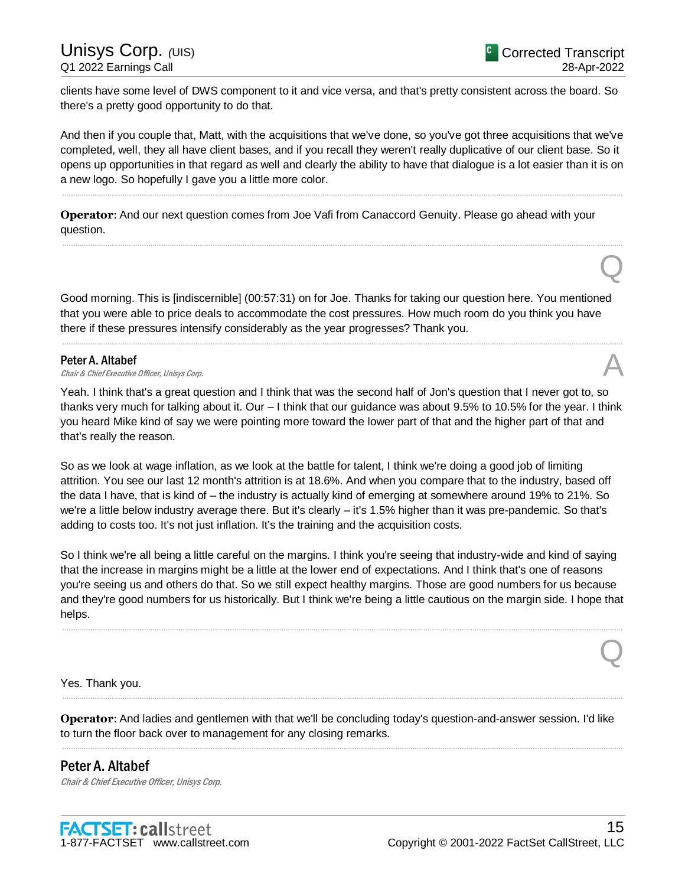clients have some level of DWS component to it and vice versa, and that's pretty consistent across the board. So there's a pretty good opportunity to do that.

And then if you couple that, Matt, with the acquisitions that we've done, so you've got three acquisitions that we've completed, well, they all have client bases, and if you recall they weren't really duplicative of our client base. So it opens up opportunities in that regard as well and clearly the ability to have that dialogue is a lot easier than it is on a new logo. So hopefully I gave you a little more color.

---

**Operator**: And our next question comes from Joe Vafi from Canaccord Genuity. Please go ahead with your question.

---

Q

Good morning. This is [indiscernible] (00:57:31) on for Joe. Thanks for taking our question here. You mentioned that you were able to price deals to accommodate the cost pressures. How much room do you think you have there if these pressures intensify considerably as the year progresses? Thank you.

---

**Peter A. Altabef**
*Chair & Chief Executive Officer, Unisys Corp.*

A

Yeah. I think that's a great question and I think that was the second half of Jon's question that I never got to, so thanks very much for talking about it. Our – I think that our guidance was about 9.5% to 10.5% for the year. I think you heard Mike kind of say we were pointing more toward the lower part of that and the higher part of that and that's really the reason.

So as we look at wage inflation, as we look at the battle for talent, I think we're doing a good job of limiting attrition. You see our last 12 month's attrition is at 18.6%. And when you compare that to the industry, based off the data I have, that is kind of – the industry is actually kind of emerging at somewhere around 19% to 21%. So we're a little below industry average there. But it's clearly – it's 1.5% higher than it was pre-pandemic. So that's adding to costs too. It's not just inflation. It's the training and the acquisition costs.

So I think we're all being a little careful on the margins. I think you're seeing that industry-wide and kind of saying that the increase in margins might be a little at the lower end of expectations. And I think that's one of reasons you're seeing us and others do that. So we still expect healthy margins. Those are good numbers for us because and they're good numbers for us historically. But I think we're being a little cautious on the margin side. I hope that helps.

---

Q

Yes. Thank you.

---

**Operator**: And ladies and gentlemen with that we'll be concluding today's question-and-answer session. I'd like to turn the floor back over to management for any closing remarks.

---

**Peter A. Altabef**
*Chair & Chief Executive Officer, Unisys Corp.*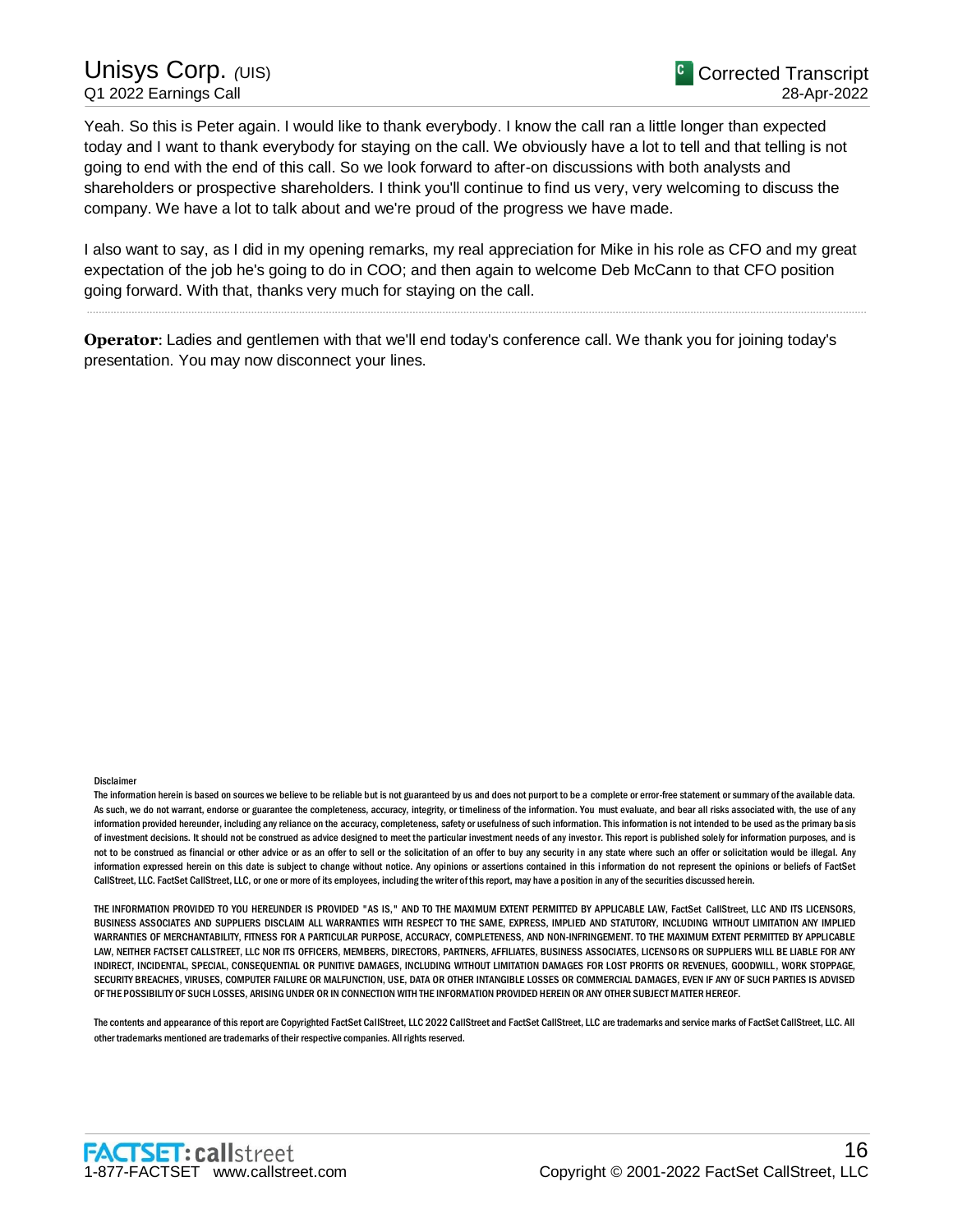Yeah. So this is Peter again. I would like to thank everybody. I know the call ran a little longer than expected today and I want to thank everybody for staying on the call. We obviously have a lot to tell and that telling is not going to end with the end of this call. So we look forward to after-on discussions with both analysts and shareholders or prospective shareholders. I think you'll continue to find us very, very welcoming to discuss the company. We have a lot to talk about and we're proud of the progress we have made.

I also want to say, as I did in my opening remarks, my real appreciation for Mike in his role as CFO and my great expectation of the job he's going to do in COO; and then again to welcome Deb McCann to that CFO position going forward. With that, thanks very much for staying on the call.

---

**Operator**: Ladies and gentlemen with that we'll end today's conference call. We thank you for joining today's presentation. You may now disconnect your lines.

Disclaimer

The information herein is based on sources we believe to be reliable but is not guaranteed by us and does not purport to be a complete or error-free statement or summary of the available data. As such, we do not warrant, endorse or guarantee the completeness, accuracy, integrity, or timeliness of the information. You must evaluate, and bear all risks associated with, the use of any information provided hereunder, including any reliance on the accuracy, completeness, safety or usefulness of such information. This information is not intended to be used as the primary basis of investment decisions. It should not be construed as advice designed to meet the particular investment needs of any investor. This report is published solely for information purposes, and is not to be construed as financial or other advice or as an offer to sell or the solicitation of an offer to buy any security in any state where such an offer or solicitation would be illegal. Any information expressed herein on this date is subject to change without notice. Any opinions or assertions contained in this information do not represent the opinions or beliefs of FactSet CallStreet, LLC. FactSet CallStreet, LLC, or one or more of its employees, including the writer of this report, may have a position in any of the securities discussed herein.

THE INFORMATION PROVIDED TO YOU HEREUNDER IS PROVIDED "AS IS," AND TO THE MAXIMUM EXTENT PERMITTED BY APPLICABLE LAW, FactSet CallStreet, LLC AND ITS LICENSORS, BUSINESS ASSOCIATES AND SUPPLIERS DISCLAIM ALL WARRANTIES WITH RESPECT TO THE SAME, EXPRESS, IMPLIED AND STATUTORY, INCLUDING WITHOUT LIMITATION ANY IMPLIED WARRANTIES OF MERCHANTABILITY, FITNESS FOR A PARTICULAR PURPOSE, ACCURACY, COMPLETENESS, AND NON-INFRINGEMENT. TO THE MAXIMUM EXTENT PERMITTED BY APPLICABLE LAW, NEITHER FACTSET CALLSTREET, LLC NOR ITS OFFICERS, MEMBERS, DIRECTORS, PARTNERS, AFFILIATES, BUSINESS ASSOCIATES, LICENSORS OR SUPPLIERS WILL BE LIABLE FOR ANY INDIRECT, INCIDENTAL, SPECIAL, CONSEQUENTIAL OR PUNITIVE DAMAGES, INCLUDING WITHOUT LIMITATION DAMAGES FOR LOST PROFITS OR REVENUES, GOODWILL, WORK STOPPAGE, SECURITY BREACHES, VIRUSES, COMPUTER FAILURE OR MALFUNCTION, USE, DATA OR OTHER INTANGIBLE LOSSES OR COMMERCIAL DAMAGES, EVEN IF ANY OF SUCH PARTIES IS ADVISED OF THE POSSIBILITY OF SUCH LOSSES, ARISING UNDER OR IN CONNECTION WITH THE INFORMATION PROVIDED HEREIN OR ANY OTHER SUBJECT MATTER HEREOF.

The contents and appearance of this report are Copyrighted FactSet CallStreet, LLC 2022 CallStreet and FactSet CallStreet, LLC are trademarks and service marks of FactSet CallStreet, LLC. All other trademarks mentioned are trademarks of their respective companies. All rights reserved.